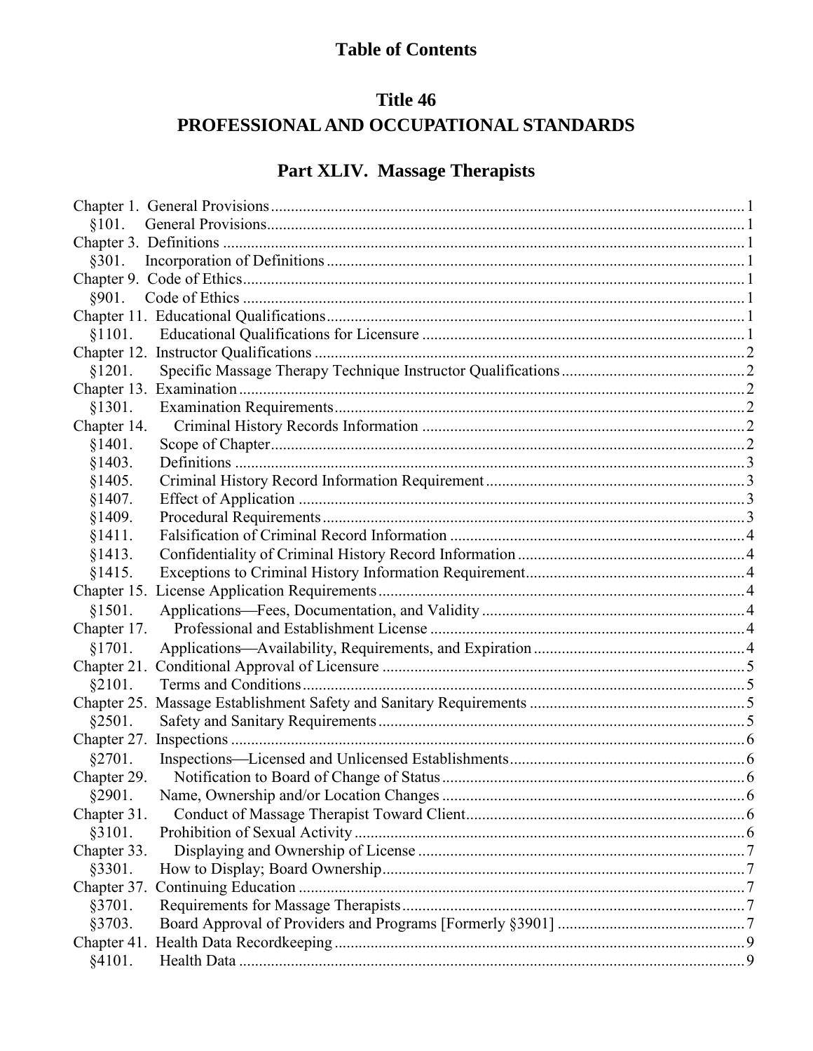# Table of Contents

# Title 46
# PROFESSIONAL AND OCCUPATIONAL STANDARDS

## Part XLIV. Massage Therapists

Chapter 1. General Provisions ... 1
- §101. General Provisions ... 1

Chapter 3. Definitions ... 1
- §301. Incorporation of Definitions ... 1

Chapter 9. Code of Ethics ... 1
- §901. Code of Ethics ... 1

Chapter 11. Educational Qualifications ... 1
- §1101. Educational Qualifications for Licensure ... 1

Chapter 12. Instructor Qualifications ... 2
- §1201. Specific Massage Therapy Technique Instructor Qualifications ... 2

Chapter 13. Examination ... 2
- §1301. Examination Requirements ... 2

Chapter 14. Criminal History Records Information ... 2
- §1401. Scope of Chapter ... 2
- §1403. Definitions ... 3
- §1405. Criminal History Record Information Requirement ... 3
- §1407. Effect of Application ... 3
- §1409. Procedural Requirements ... 3
- §1411. Falsification of Criminal Record Information ... 4
- §1413. Confidentiality of Criminal History Record Information ... 4
- §1415. Exceptions to Criminal History Information Requirement ... 4

Chapter 15. License Application Requirements ... 4
- §1501. Applications—Fees, Documentation, and Validity ... 4

Chapter 17. Professional and Establishment License ... 4
- §1701. Applications—Availability, Requirements, and Expiration ... 4

Chapter 21. Conditional Approval of Licensure ... 5
- §2101. Terms and Conditions ... 5

Chapter 25. Massage Establishment Safety and Sanitary Requirements ... 5
- §2501. Safety and Sanitary Requirements ... 5

Chapter 27. Inspections ... 6
- §2701. Inspections—Licensed and Unlicensed Establishments ... 6

Chapter 29. Notification to Board of Change of Status ... 6
- §2901. Name, Ownership and/or Location Changes ... 6

Chapter 31. Conduct of Massage Therapist Toward Client ... 6
- §3101. Prohibition of Sexual Activity ... 6

Chapter 33. Displaying and Ownership of License ... 7
- §3301. How to Display; Board Ownership ... 7

Chapter 37. Continuing Education ... 7
- §3701. Requirements for Massage Therapists ... 7
- §3703. Board Approval of Providers and Programs [Formerly §3901] ... 7

Chapter 41. Health Data Recordkeeping ... 9
- §4101. Health Data ... 9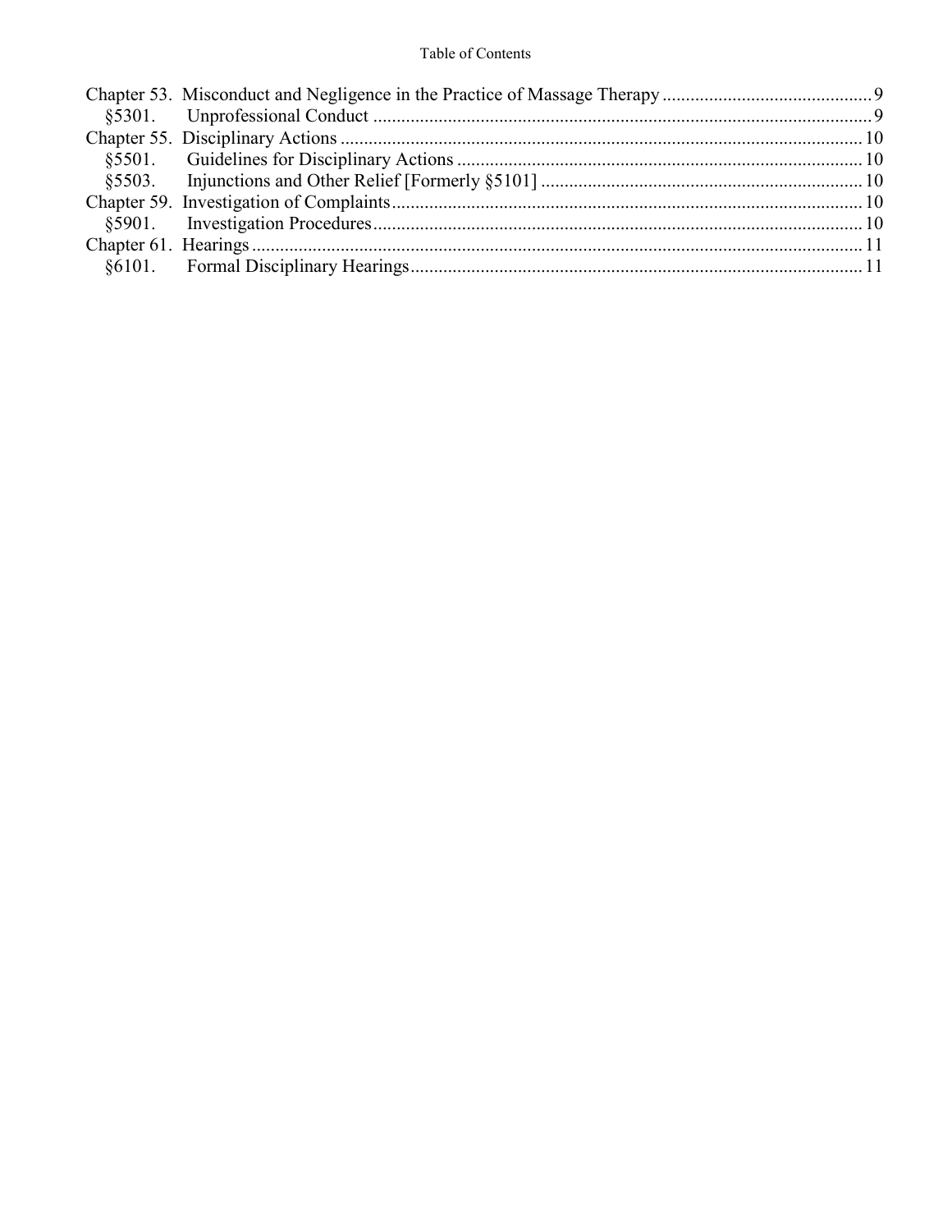Table of Contents

Chapter 53. Misconduct and Negligence in the Practice of Massage Therapy .......... 9
§5301. Unprofessional Conduct .......... 9
Chapter 55. Disciplinary Actions .......... 10
§5501. Guidelines for Disciplinary Actions .......... 10
§5503. Injunctions and Other Relief [Formerly §5101] .......... 10
Chapter 59. Investigation of Complaints .......... 10
§5901. Investigation Procedures .......... 10
Chapter 61. Hearings .......... 11
§6101. Formal Disciplinary Hearings .......... 11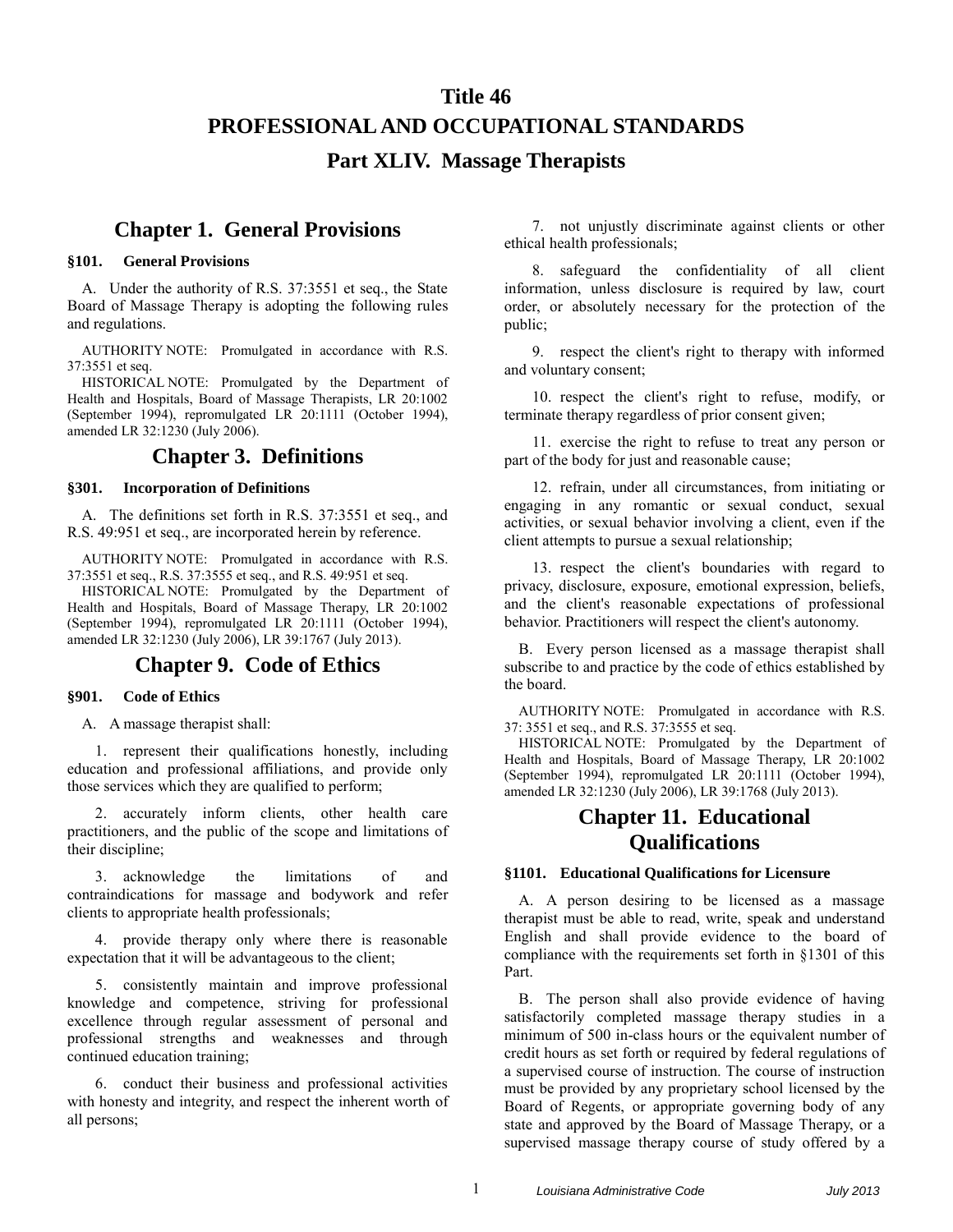# Title 46
# PROFESSIONAL AND OCCUPATIONAL STANDARDS
## Part XLIV. Massage Therapists

## Chapter 1. General Provisions

### §101. General Provisions

A. Under the authority of R.S. 37:3551 et seq., the State Board of Massage Therapy is adopting the following rules and regulations.

AUTHORITY NOTE: Promulgated in accordance with R.S. 37:3551 et seq.

HISTORICAL NOTE: Promulgated by the Department of Health and Hospitals, Board of Massage Therapists, LR 20:1002 (September 1994), repromulgated LR 20:1111 (October 1994), amended LR 32:1230 (July 2006).

## Chapter 3. Definitions

### §301. Incorporation of Definitions

A. The definitions set forth in R.S. 37:3551 et seq., and R.S. 49:951 et seq., are incorporated herein by reference.

AUTHORITY NOTE: Promulgated in accordance with R.S. 37:3551 et seq., R.S. 37:3555 et seq., and R.S. 49:951 et seq.

HISTORICAL NOTE: Promulgated by the Department of Health and Hospitals, Board of Massage Therapy, LR 20:1002 (September 1994), repromulgated LR 20:1111 (October 1994), amended LR 32:1230 (July 2006), LR 39:1767 (July 2013).

## Chapter 9. Code of Ethics

### §901. Code of Ethics

A. A massage therapist shall:

1. represent their qualifications honestly, including education and professional affiliations, and provide only those services which they are qualified to perform;

2. accurately inform clients, other health care practitioners, and the public of the scope and limitations of their discipline;

3. acknowledge the limitations of and contraindications for massage and bodywork and refer clients to appropriate health professionals;

4. provide therapy only where there is reasonable expectation that it will be advantageous to the client;

5. consistently maintain and improve professional knowledge and competence, striving for professional excellence through regular assessment of personal and professional strengths and weaknesses and through continued education training;

6. conduct their business and professional activities with honesty and integrity, and respect the inherent worth of all persons;

7. not unjustly discriminate against clients or other ethical health professionals;

8. safeguard the confidentiality of all client information, unless disclosure is required by law, court order, or absolutely necessary for the protection of the public;

9. respect the client's right to therapy with informed and voluntary consent;

10. respect the client's right to refuse, modify, or terminate therapy regardless of prior consent given;

11. exercise the right to refuse to treat any person or part of the body for just and reasonable cause;

12. refrain, under all circumstances, from initiating or engaging in any romantic or sexual conduct, sexual activities, or sexual behavior involving a client, even if the client attempts to pursue a sexual relationship;

13. respect the client's boundaries with regard to privacy, disclosure, exposure, emotional expression, beliefs, and the client's reasonable expectations of professional behavior. Practitioners will respect the client's autonomy.

B. Every person licensed as a massage therapist shall subscribe to and practice by the code of ethics established by the board.

AUTHORITY NOTE: Promulgated in accordance with R.S. 37: 3551 et seq., and R.S. 37:3555 et seq.

HISTORICAL NOTE: Promulgated by the Department of Health and Hospitals, Board of Massage Therapy, LR 20:1002 (September 1994), repromulgated LR 20:1111 (October 1994), amended LR 32:1230 (July 2006), LR 39:1768 (July 2013).

## Chapter 11. Educational Qualifications

### §1101. Educational Qualifications for Licensure

A. A person desiring to be licensed as a massage therapist must be able to read, write, speak and understand English and shall provide evidence to the board of compliance with the requirements set forth in §1301 of this Part.

B. The person shall also provide evidence of having satisfactorily completed massage therapy studies in a minimum of 500 in-class hours or the equivalent number of credit hours as set forth or required by federal regulations of a supervised course of instruction. The course of instruction must be provided by any proprietary school licensed by the Board of Regents, or appropriate governing body of any state and approved by the Board of Massage Therapy, or a supervised massage therapy course of study offered by a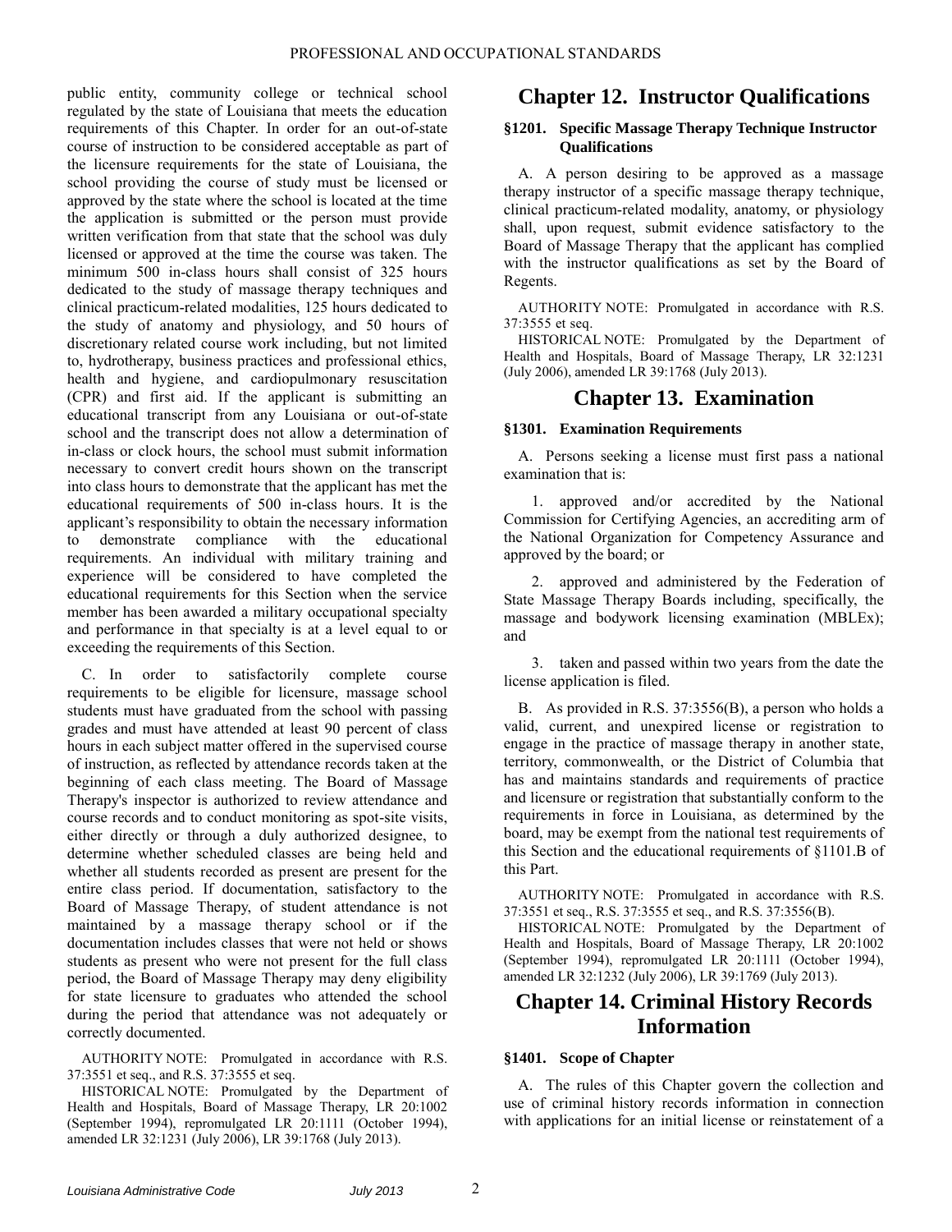public entity, community college or technical school regulated by the state of Louisiana that meets the education requirements of this Chapter. In order for an out-of-state course of instruction to be considered acceptable as part of the licensure requirements for the state of Louisiana, the school providing the course of study must be licensed or approved by the state where the school is located at the time the application is submitted or the person must provide written verification from that state that the school was duly licensed or approved at the time the course was taken. The minimum 500 in-class hours shall consist of 325 hours dedicated to the study of massage therapy techniques and clinical practicum-related modalities, 125 hours dedicated to the study of anatomy and physiology, and 50 hours of discretionary related course work including, but not limited to, hydrotherapy, business practices and professional ethics, health and hygiene, and cardiopulmonary resuscitation (CPR) and first aid. If the applicant is submitting an educational transcript from any Louisiana or out-of-state school and the transcript does not allow a determination of in-class or clock hours, the school must submit information necessary to convert credit hours shown on the transcript into class hours to demonstrate that the applicant has met the educational requirements of 500 in-class hours. It is the applicant's responsibility to obtain the necessary information to demonstrate compliance with the educational requirements. An individual with military training and experience will be considered to have completed the educational requirements for this Section when the service member has been awarded a military occupational specialty and performance in that specialty is at a level equal to or exceeding the requirements of this Section.

C. In order to satisfactorily complete course requirements to be eligible for licensure, massage school students must have graduated from the school with passing grades and must have attended at least 90 percent of class hours in each subject matter offered in the supervised course of instruction, as reflected by attendance records taken at the beginning of each class meeting. The Board of Massage Therapy's inspector is authorized to review attendance and course records and to conduct monitoring as spot-site visits, either directly or through a duly authorized designee, to determine whether scheduled classes are being held and whether all students recorded as present are present for the entire class period. If documentation, satisfactory to the Board of Massage Therapy, of student attendance is not maintained by a massage therapy school or if the documentation includes classes that were not held or shows students as present who were not present for the full class period, the Board of Massage Therapy may deny eligibility for state licensure to graduates who attended the school during the period that attendance was not adequately or correctly documented.

AUTHORITY NOTE: Promulgated in accordance with R.S. 37:3551 et seq., and R.S. 37:3555 et seq.

HISTORICAL NOTE: Promulgated by the Department of Health and Hospitals, Board of Massage Therapy, LR 20:1002 (September 1994), repromulgated LR 20:1111 (October 1994), amended LR 32:1231 (July 2006), LR 39:1768 (July 2013).

# Chapter 12. Instructor Qualifications

### §1201. Specific Massage Therapy Technique Instructor Qualifications

A. A person desiring to be approved as a massage therapy instructor of a specific massage therapy technique, clinical practicum-related modality, anatomy, or physiology shall, upon request, submit evidence satisfactory to the Board of Massage Therapy that the applicant has complied with the instructor qualifications as set by the Board of Regents.

AUTHORITY NOTE: Promulgated in accordance with R.S. 37:3555 et seq.

HISTORICAL NOTE: Promulgated by the Department of Health and Hospitals, Board of Massage Therapy, LR 32:1231 (July 2006), amended LR 39:1768 (July 2013).

# Chapter 13. Examination

### §1301. Examination Requirements

A. Persons seeking a license must first pass a national examination that is:

1. approved and/or accredited by the National Commission for Certifying Agencies, an accrediting arm of the National Organization for Competency Assurance and approved by the board; or

2. approved and administered by the Federation of State Massage Therapy Boards including, specifically, the massage and bodywork licensing examination (MBLEx); and

3. taken and passed within two years from the date the license application is filed.

B. As provided in R.S. 37:3556(B), a person who holds a valid, current, and unexpired license or registration to engage in the practice of massage therapy in another state, territory, commonwealth, or the District of Columbia that has and maintains standards and requirements of practice and licensure or registration that substantially conform to the requirements in force in Louisiana, as determined by the board, may be exempt from the national test requirements of this Section and the educational requirements of §1101.B of this Part.

AUTHORITY NOTE: Promulgated in accordance with R.S. 37:3551 et seq., R.S. 37:3555 et seq., and R.S. 37:3556(B).

HISTORICAL NOTE: Promulgated by the Department of Health and Hospitals, Board of Massage Therapy, LR 20:1002 (September 1994), repromulgated LR 20:1111 (October 1994), amended LR 32:1232 (July 2006), LR 39:1769 (July 2013).

# Chapter 14. Criminal History Records Information

### §1401. Scope of Chapter

A. The rules of this Chapter govern the collection and use of criminal history records information in connection with applications for an initial license or reinstatement of a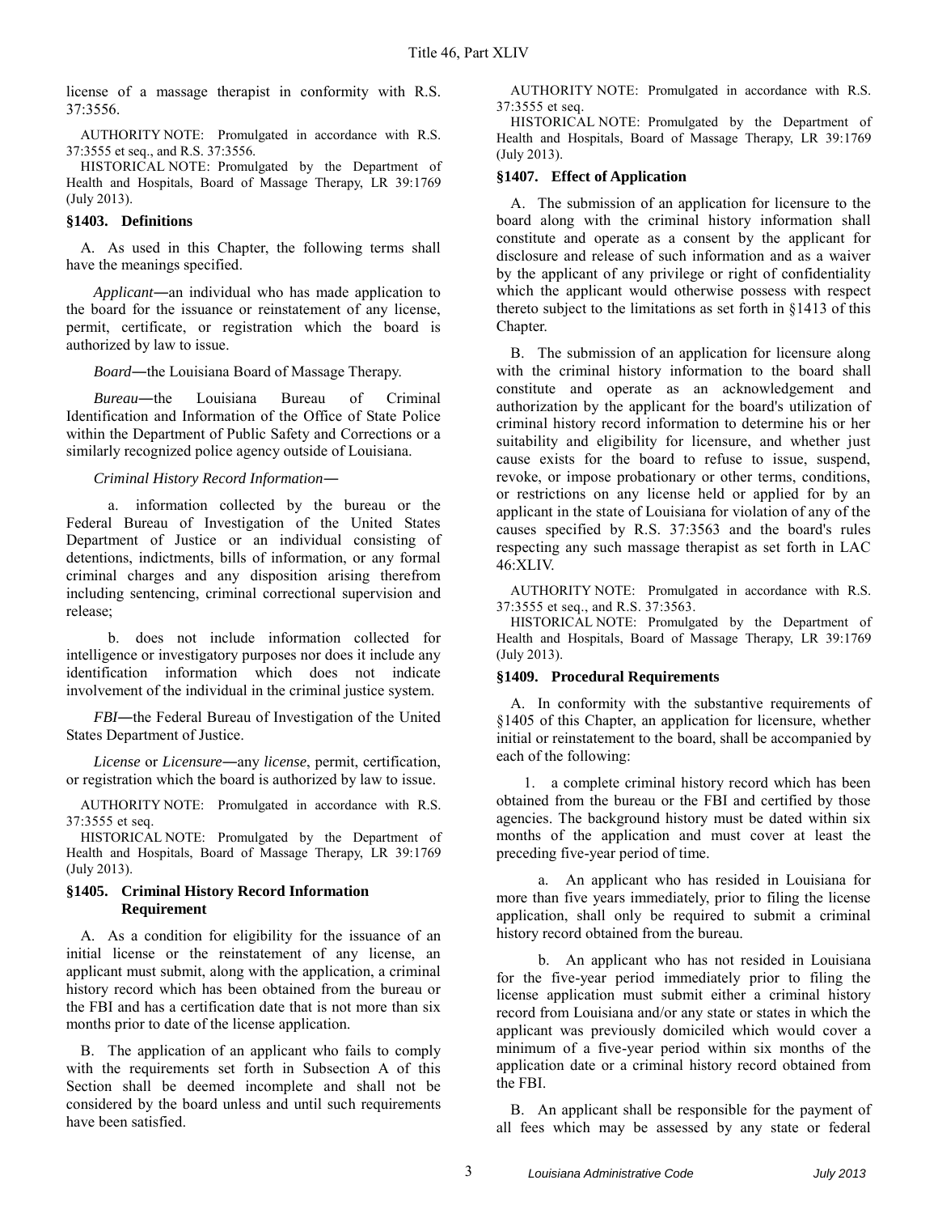license of a massage therapist in conformity with R.S. 37:3556.

AUTHORITY NOTE: Promulgated in accordance with R.S. 37:3555 et seq., and R.S. 37:3556.

HISTORICAL NOTE: Promulgated by the Department of Health and Hospitals, Board of Massage Therapy, LR 39:1769 (July 2013).

### §1403. Definitions

A. As used in this Chapter, the following terms shall have the meanings specified.

*Applicant*―an individual who has made application to the board for the issuance or reinstatement of any license, permit, certificate, or registration which the board is authorized by law to issue.

*Board*―the Louisiana Board of Massage Therapy.

*Bureau*―the Louisiana Bureau of Criminal Identification and Information of the Office of State Police within the Department of Public Safety and Corrections or a similarly recognized police agency outside of Louisiana.

*Criminal History Record Information*―

a. information collected by the bureau or the Federal Bureau of Investigation of the United States Department of Justice or an individual consisting of detentions, indictments, bills of information, or any formal criminal charges and any disposition arising therefrom including sentencing, criminal correctional supervision and release;

b. does not include information collected for intelligence or investigatory purposes nor does it include any identification information which does not indicate involvement of the individual in the criminal justice system.

*FBI*―the Federal Bureau of Investigation of the United States Department of Justice.

*License* or *Licensure*―any *license*, permit, certification, or registration which the board is authorized by law to issue.

AUTHORITY NOTE: Promulgated in accordance with R.S. 37:3555 et seq.

HISTORICAL NOTE: Promulgated by the Department of Health and Hospitals, Board of Massage Therapy, LR 39:1769 (July 2013).

### §1405. Criminal History Record Information Requirement

A. As a condition for eligibility for the issuance of an initial license or the reinstatement of any license, an applicant must submit, along with the application, a criminal history record which has been obtained from the bureau or the FBI and has a certification date that is not more than six months prior to date of the license application.

B. The application of an applicant who fails to comply with the requirements set forth in Subsection A of this Section shall be deemed incomplete and shall not be considered by the board unless and until such requirements have been satisfied.

AUTHORITY NOTE: Promulgated in accordance with R.S. 37:3555 et seq.

HISTORICAL NOTE: Promulgated by the Department of Health and Hospitals, Board of Massage Therapy, LR 39:1769 (July 2013).

### §1407. Effect of Application

A. The submission of an application for licensure to the board along with the criminal history information shall constitute and operate as a consent by the applicant for disclosure and release of such information and as a waiver by the applicant of any privilege or right of confidentiality which the applicant would otherwise possess with respect thereto subject to the limitations as set forth in §1413 of this Chapter.

B. The submission of an application for licensure along with the criminal history information to the board shall constitute and operate as an acknowledgement and authorization by the applicant for the board's utilization of criminal history record information to determine his or her suitability and eligibility for licensure, and whether just cause exists for the board to refuse to issue, suspend, revoke, or impose probationary or other terms, conditions, or restrictions on any license held or applied for by an applicant in the state of Louisiana for violation of any of the causes specified by R.S. 37:3563 and the board's rules respecting any such massage therapist as set forth in LAC 46:XLIV.

AUTHORITY NOTE: Promulgated in accordance with R.S. 37:3555 et seq., and R.S. 37:3563.

HISTORICAL NOTE: Promulgated by the Department of Health and Hospitals, Board of Massage Therapy, LR 39:1769 (July 2013).

### §1409. Procedural Requirements

A. In conformity with the substantive requirements of §1405 of this Chapter, an application for licensure, whether initial or reinstatement to the board, shall be accompanied by each of the following:

1. a complete criminal history record which has been obtained from the bureau or the FBI and certified by those agencies. The background history must be dated within six months of the application and must cover at least the preceding five-year period of time.

a. An applicant who has resided in Louisiana for more than five years immediately, prior to filing the license application, shall only be required to submit a criminal history record obtained from the bureau.

b. An applicant who has not resided in Louisiana for the five-year period immediately prior to filing the license application must submit either a criminal history record from Louisiana and/or any state or states in which the applicant was previously domiciled which would cover a minimum of a five-year period within six months of the application date or a criminal history record obtained from the FBI.

B. An applicant shall be responsible for the payment of all fees which may be assessed by any state or federal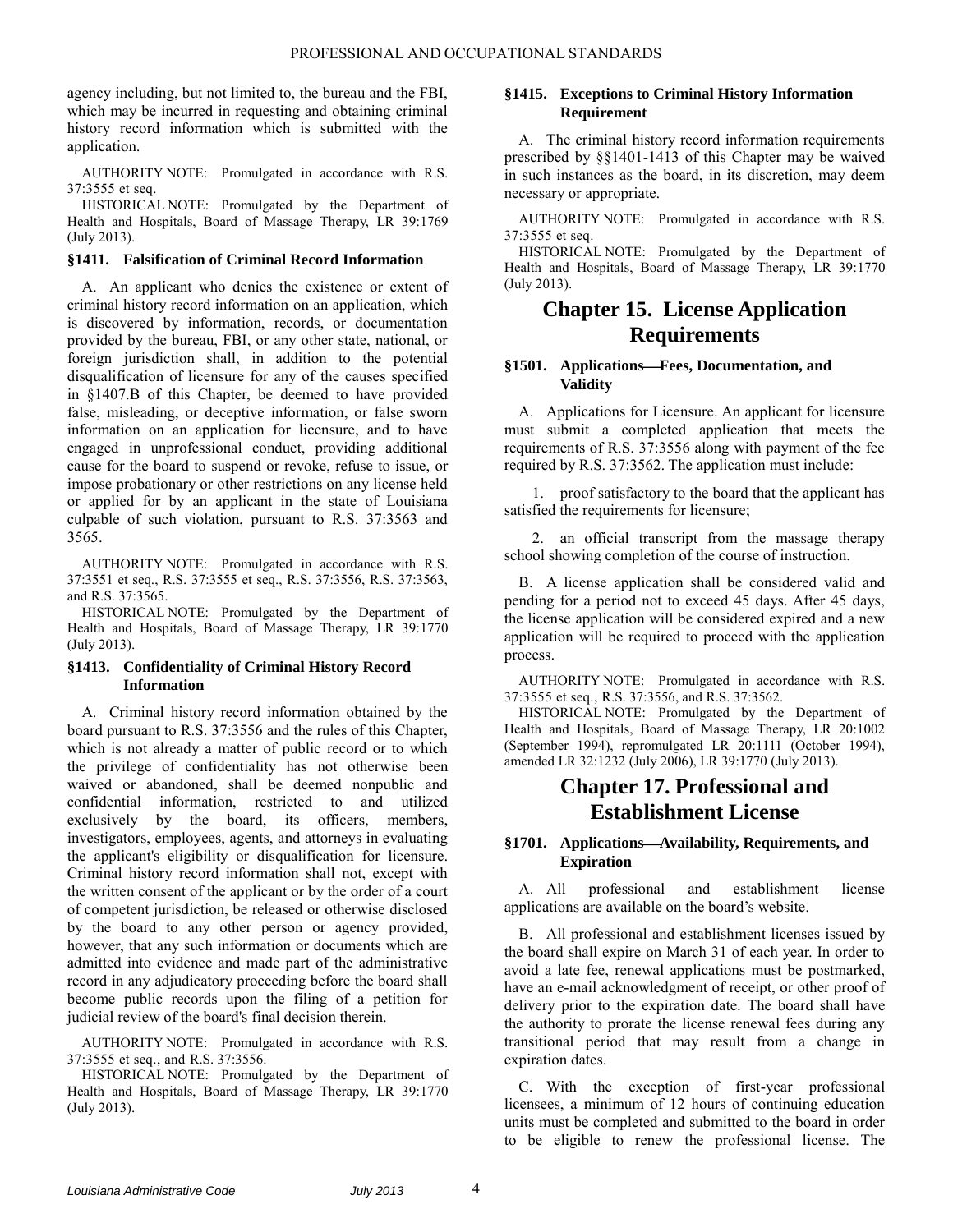agency including, but not limited to, the bureau and the FBI, which may be incurred in requesting and obtaining criminal history record information which is submitted with the application.

AUTHORITY NOTE: Promulgated in accordance with R.S. 37:3555 et seq.

HISTORICAL NOTE: Promulgated by the Department of Health and Hospitals, Board of Massage Therapy, LR 39:1769 (July 2013).

### §1411. Falsification of Criminal Record Information

A. An applicant who denies the existence or extent of criminal history record information on an application, which is discovered by information, records, or documentation provided by the bureau, FBI, or any other state, national, or foreign jurisdiction shall, in addition to the potential disqualification of licensure for any of the causes specified in §1407.B of this Chapter, be deemed to have provided false, misleading, or deceptive information, or false sworn information on an application for licensure, and to have engaged in unprofessional conduct, providing additional cause for the board to suspend or revoke, refuse to issue, or impose probationary or other restrictions on any license held or applied for by an applicant in the state of Louisiana culpable of such violation, pursuant to R.S. 37:3563 and 3565.

AUTHORITY NOTE: Promulgated in accordance with R.S. 37:3551 et seq., R.S. 37:3555 et seq., R.S. 37:3556, R.S. 37:3563, and R.S. 37:3565.

HISTORICAL NOTE: Promulgated by the Department of Health and Hospitals, Board of Massage Therapy, LR 39:1770 (July 2013).

### §1413. Confidentiality of Criminal History Record Information

A. Criminal history record information obtained by the board pursuant to R.S. 37:3556 and the rules of this Chapter, which is not already a matter of public record or to which the privilege of confidentiality has not otherwise been waived or abandoned, shall be deemed nonpublic and confidential information, restricted to and utilized exclusively by the board, its officers, members, investigators, employees, agents, and attorneys in evaluating the applicant's eligibility or disqualification for licensure. Criminal history record information shall not, except with the written consent of the applicant or by the order of a court of competent jurisdiction, be released or otherwise disclosed by the board to any other person or agency provided, however, that any such information or documents which are admitted into evidence and made part of the administrative record in any adjudicatory proceeding before the board shall become public records upon the filing of a petition for judicial review of the board's final decision therein.

AUTHORITY NOTE: Promulgated in accordance with R.S. 37:3555 et seq., and R.S. 37:3556.

HISTORICAL NOTE: Promulgated by the Department of Health and Hospitals, Board of Massage Therapy, LR 39:1770 (July 2013).

### §1415. Exceptions to Criminal History Information Requirement

A. The criminal history record information requirements prescribed by §§1401-1413 of this Chapter may be waived in such instances as the board, in its discretion, may deem necessary or appropriate.

AUTHORITY NOTE: Promulgated in accordance with R.S. 37:3555 et seq.

HISTORICAL NOTE: Promulgated by the Department of Health and Hospitals, Board of Massage Therapy, LR 39:1770 (July 2013).

## Chapter 15. License Application Requirements

### §1501. Applications—Fees, Documentation, and Validity

A. Applications for Licensure. An applicant for licensure must submit a completed application that meets the requirements of R.S. 37:3556 along with payment of the fee required by R.S. 37:3562. The application must include:

1. proof satisfactory to the board that the applicant has satisfied the requirements for licensure;

2. an official transcript from the massage therapy school showing completion of the course of instruction.

B. A license application shall be considered valid and pending for a period not to exceed 45 days. After 45 days, the license application will be considered expired and a new application will be required to proceed with the application process.

AUTHORITY NOTE: Promulgated in accordance with R.S. 37:3555 et seq., R.S. 37:3556, and R.S. 37:3562.

HISTORICAL NOTE: Promulgated by the Department of Health and Hospitals, Board of Massage Therapy, LR 20:1002 (September 1994), repromulgated LR 20:1111 (October 1994), amended LR 32:1232 (July 2006), LR 39:1770 (July 2013).

## Chapter 17. Professional and Establishment License

### §1701. Applications—Availability, Requirements, and Expiration

A. All professional and establishment license applications are available on the board's website.

B. All professional and establishment licenses issued by the board shall expire on March 31 of each year. In order to avoid a late fee, renewal applications must be postmarked, have an e-mail acknowledgment of receipt, or other proof of delivery prior to the expiration date. The board shall have the authority to prorate the license renewal fees during any transitional period that may result from a change in expiration dates.

C. With the exception of first-year professional licensees, a minimum of 12 hours of continuing education units must be completed and submitted to the board in order to be eligible to renew the professional license. The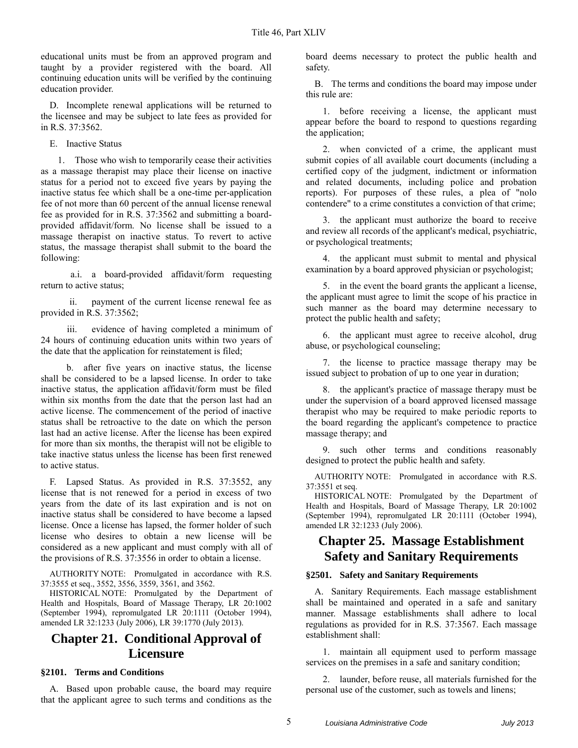educational units must be from an approved program and taught by a provider registered with the board. All continuing education units will be verified by the continuing education provider.

D. Incomplete renewal applications will be returned to the licensee and may be subject to late fees as provided for in R.S. 37:3562.

E. Inactive Status

1. Those who wish to temporarily cease their activities as a massage therapist may place their license on inactive status for a period not to exceed five years by paying the inactive status fee which shall be a one-time per-application fee of not more than 60 percent of the annual license renewal fee as provided for in R.S. 37:3562 and submitting a board-provided affidavit/form. No license shall be issued to a massage therapist on inactive status. To revert to active status, the massage therapist shall submit to the board the following:

a.i. a board-provided affidavit/form requesting return to active status;

ii. payment of the current license renewal fee as provided in R.S. 37:3562;

iii. evidence of having completed a minimum of 24 hours of continuing education units within two years of the date that the application for reinstatement is filed;

b. after five years on inactive status, the license shall be considered to be a lapsed license. In order to take inactive status, the application affidavit/form must be filed within six months from the date that the person last had an active license. The commencement of the period of inactive status shall be retroactive to the date on which the person last had an active license. After the license has been expired for more than six months, the therapist will not be eligible to take inactive status unless the license has been first renewed to active status.

F. Lapsed Status. As provided in R.S. 37:3552, any license that is not renewed for a period in excess of two years from the date of its last expiration and is not on inactive status shall be considered to have become a lapsed license. Once a license has lapsed, the former holder of such license who desires to obtain a new license will be considered as a new applicant and must comply with all of the provisions of R.S. 37:3556 in order to obtain a license.

AUTHORITY NOTE: Promulgated in accordance with R.S. 37:3555 et seq., 3552, 3556, 3559, 3561, and 3562.

HISTORICAL NOTE: Promulgated by the Department of Health and Hospitals, Board of Massage Therapy, LR 20:1002 (September 1994), repromulgated LR 20:1111 (October 1994), amended LR 32:1233 (July 2006), LR 39:1770 (July 2013).

# Chapter 21. Conditional Approval of Licensure

### §2101. Terms and Conditions

A. Based upon probable cause, the board may require that the applicant agree to such terms and conditions as the board deems necessary to protect the public health and safety.

B. The terms and conditions the board may impose under this rule are:

1. before receiving a license, the applicant must appear before the board to respond to questions regarding the application;

2. when convicted of a crime, the applicant must submit copies of all available court documents (including a certified copy of the judgment, indictment or information and related documents, including police and probation reports). For purposes of these rules, a plea of "nolo contendere" to a crime constitutes a conviction of that crime;

3. the applicant must authorize the board to receive and review all records of the applicant's medical, psychiatric, or psychological treatments;

4. the applicant must submit to mental and physical examination by a board approved physician or psychologist;

5. in the event the board grants the applicant a license, the applicant must agree to limit the scope of his practice in such manner as the board may determine necessary to protect the public health and safety;

6. the applicant must agree to receive alcohol, drug abuse, or psychological counseling;

7. the license to practice massage therapy may be issued subject to probation of up to one year in duration;

8. the applicant's practice of massage therapy must be under the supervision of a board approved licensed massage therapist who may be required to make periodic reports to the board regarding the applicant's competence to practice massage therapy; and

9. such other terms and conditions reasonably designed to protect the public health and safety.

AUTHORITY NOTE: Promulgated in accordance with R.S. 37:3551 et seq.

HISTORICAL NOTE: Promulgated by the Department of Health and Hospitals, Board of Massage Therapy, LR 20:1002 (September 1994), repromulgated LR 20:1111 (October 1994), amended LR 32:1233 (July 2006).

# Chapter 25. Massage Establishment Safety and Sanitary Requirements

### §2501. Safety and Sanitary Requirements

A. Sanitary Requirements. Each massage establishment shall be maintained and operated in a safe and sanitary manner. Massage establishments shall adhere to local regulations as provided for in R.S. 37:3567. Each massage establishment shall:

1. maintain all equipment used to perform massage services on the premises in a safe and sanitary condition;

2. launder, before reuse, all materials furnished for the personal use of the customer, such as towels and linens;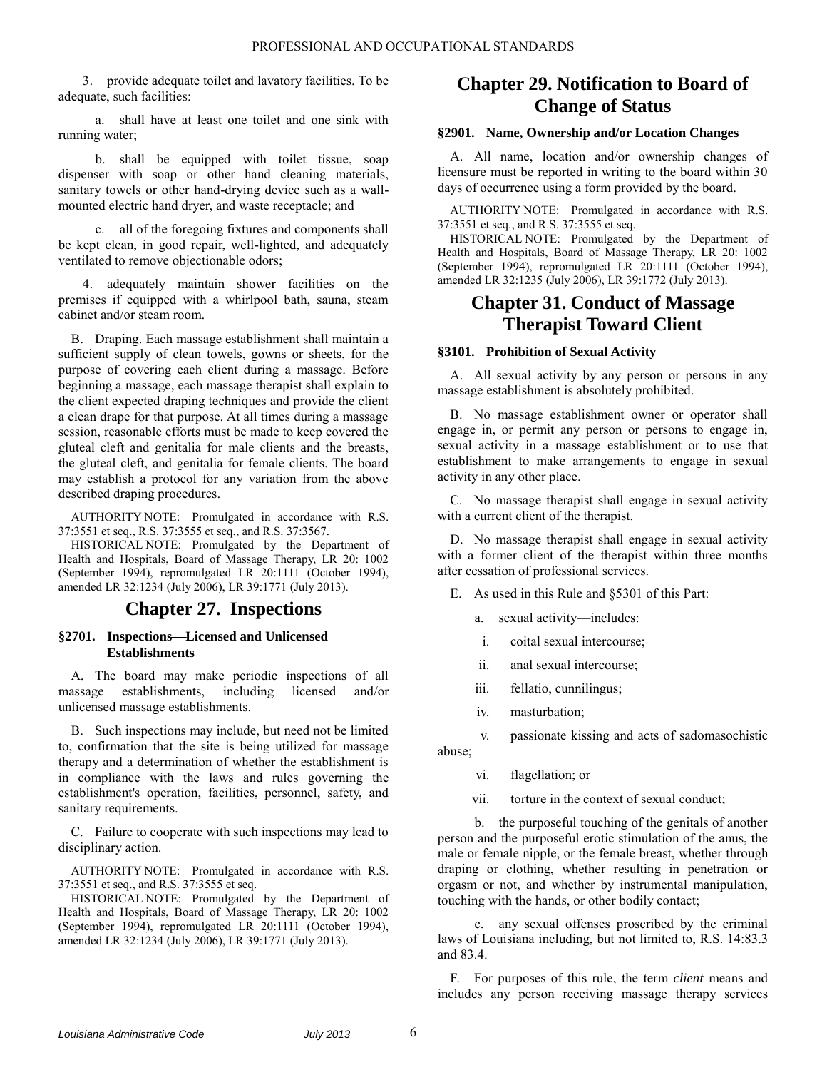3. provide adequate toilet and lavatory facilities. To be adequate, such facilities:

a. shall have at least one toilet and one sink with running water;

b. shall be equipped with toilet tissue, soap dispenser with soap or other hand cleaning materials, sanitary towels or other hand-drying device such as a wall-mounted electric hand dryer, and waste receptacle; and

c. all of the foregoing fixtures and components shall be kept clean, in good repair, well-lighted, and adequately ventilated to remove objectionable odors;

4. adequately maintain shower facilities on the premises if equipped with a whirlpool bath, sauna, steam cabinet and/or steam room.

B. Draping. Each massage establishment shall maintain a sufficient supply of clean towels, gowns or sheets, for the purpose of covering each client during a massage. Before beginning a massage, each massage therapist shall explain to the client expected draping techniques and provide the client a clean drape for that purpose. At all times during a massage session, reasonable efforts must be made to keep covered the gluteal cleft and genitalia for male clients and the breasts, the gluteal cleft, and genitalia for female clients. The board may establish a protocol for any variation from the above described draping procedures.

AUTHORITY NOTE: Promulgated in accordance with R.S. 37:3551 et seq., R.S. 37:3555 et seq., and R.S. 37:3567.

HISTORICAL NOTE: Promulgated by the Department of Health and Hospitals, Board of Massage Therapy, LR 20: 1002 (September 1994), repromulgated LR 20:1111 (October 1994), amended LR 32:1234 (July 2006), LR 39:1771 (July 2013).

## Chapter 27. Inspections

### §2701. Inspections—Licensed and Unlicensed Establishments

A. The board may make periodic inspections of all massage establishments, including licensed and/or unlicensed massage establishments.

B. Such inspections may include, but need not be limited to, confirmation that the site is being utilized for massage therapy and a determination of whether the establishment is in compliance with the laws and rules governing the establishment's operation, facilities, personnel, safety, and sanitary requirements.

C. Failure to cooperate with such inspections may lead to disciplinary action.

AUTHORITY NOTE: Promulgated in accordance with R.S. 37:3551 et seq., and R.S. 37:3555 et seq.

HISTORICAL NOTE: Promulgated by the Department of Health and Hospitals, Board of Massage Therapy, LR 20: 1002 (September 1994), repromulgated LR 20:1111 (October 1994), amended LR 32:1234 (July 2006), LR 39:1771 (July 2013).

## Chapter 29. Notification to Board of Change of Status

### §2901. Name, Ownership and/or Location Changes

A. All name, location and/or ownership changes of licensure must be reported in writing to the board within 30 days of occurrence using a form provided by the board.

AUTHORITY NOTE: Promulgated in accordance with R.S. 37:3551 et seq., and R.S. 37:3555 et seq.

HISTORICAL NOTE: Promulgated by the Department of Health and Hospitals, Board of Massage Therapy, LR 20: 1002 (September 1994), repromulgated LR 20:1111 (October 1994), amended LR 32:1235 (July 2006), LR 39:1772 (July 2013).

## Chapter 31. Conduct of Massage Therapist Toward Client

### §3101. Prohibition of Sexual Activity

A. All sexual activity by any person or persons in any massage establishment is absolutely prohibited.

B. No massage establishment owner or operator shall engage in, or permit any person or persons to engage in, sexual activity in a massage establishment or to use that establishment to make arrangements to engage in sexual activity in any other place.

C. No massage therapist shall engage in sexual activity with a current client of the therapist.

D. No massage therapist shall engage in sexual activity with a former client of the therapist within three months after cessation of professional services.

E. As used in this Rule and §5301 of this Part:

a. sexual activity—includes:

i. coital sexual intercourse;

ii. anal sexual intercourse;

iii. fellatio, cunnilingus;

iv. masturbation;

v. passionate kissing and acts of sadomasochistic abuse;

vi. flagellation; or

vii. torture in the context of sexual conduct;

b. the purposeful touching of the genitals of another person and the purposeful erotic stimulation of the anus, the male or female nipple, or the female breast, whether through draping or clothing, whether resulting in penetration or orgasm or not, and whether by instrumental manipulation, touching with the hands, or other bodily contact;

c. any sexual offenses proscribed by the criminal laws of Louisiana including, but not limited to, R.S. 14:83.3 and 83.4.

F. For purposes of this rule, the term *client* means and includes any person receiving massage therapy services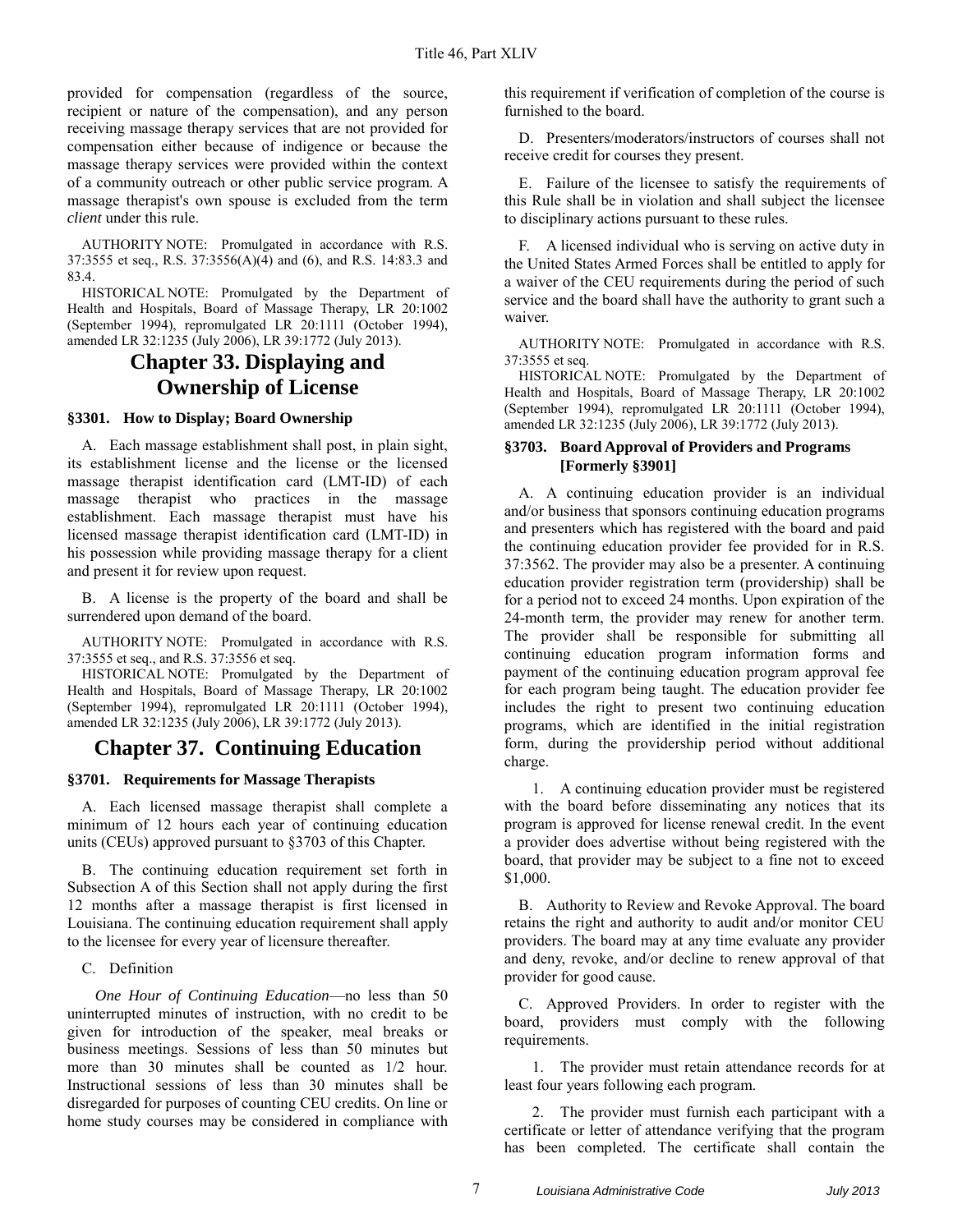provided for compensation (regardless of the source, recipient or nature of the compensation), and any person receiving massage therapy services that are not provided for compensation either because of indigence or because the massage therapy services were provided within the context of a community outreach or other public service program. A massage therapist's own spouse is excluded from the term *client* under this rule.

AUTHORITY NOTE: Promulgated in accordance with R.S. 37:3555 et seq., R.S. 37:3556(A)(4) and (6), and R.S. 14:83.3 and 83.4.

HISTORICAL NOTE: Promulgated by the Department of Health and Hospitals, Board of Massage Therapy, LR 20:1002 (September 1994), repromulgated LR 20:1111 (October 1994), amended LR 32:1235 (July 2006), LR 39:1772 (July 2013).

# Chapter 33. Displaying and Ownership of License

### §3301. How to Display; Board Ownership

A. Each massage establishment shall post, in plain sight, its establishment license and the license or the licensed massage therapist identification card (LMT-ID) of each massage therapist who practices in the massage establishment. Each massage therapist must have his licensed massage therapist identification card (LMT-ID) in his possession while providing massage therapy for a client and present it for review upon request.

B. A license is the property of the board and shall be surrendered upon demand of the board.

AUTHORITY NOTE: Promulgated in accordance with R.S. 37:3555 et seq., and R.S. 37:3556 et seq.

HISTORICAL NOTE: Promulgated by the Department of Health and Hospitals, Board of Massage Therapy, LR 20:1002 (September 1994), repromulgated LR 20:1111 (October 1994), amended LR 32:1235 (July 2006), LR 39:1772 (July 2013).

# Chapter 37. Continuing Education

### §3701. Requirements for Massage Therapists

A. Each licensed massage therapist shall complete a minimum of 12 hours each year of continuing education units (CEUs) approved pursuant to §3703 of this Chapter.

B. The continuing education requirement set forth in Subsection A of this Section shall not apply during the first 12 months after a massage therapist is first licensed in Louisiana. The continuing education requirement shall apply to the licensee for every year of licensure thereafter.

C. Definition

*One Hour of Continuing Education*—no less than 50 uninterrupted minutes of instruction, with no credit to be given for introduction of the speaker, meal breaks or business meetings. Sessions of less than 50 minutes but more than 30 minutes shall be counted as 1/2 hour. Instructional sessions of less than 30 minutes shall be disregarded for purposes of counting CEU credits. On line or home study courses may be considered in compliance with this requirement if verification of completion of the course is furnished to the board.

D. Presenters/moderators/instructors of courses shall not receive credit for courses they present.

E. Failure of the licensee to satisfy the requirements of this Rule shall be in violation and shall subject the licensee to disciplinary actions pursuant to these rules.

F. A licensed individual who is serving on active duty in the United States Armed Forces shall be entitled to apply for a waiver of the CEU requirements during the period of such service and the board shall have the authority to grant such a waiver.

AUTHORITY NOTE: Promulgated in accordance with R.S. 37:3555 et seq.

HISTORICAL NOTE: Promulgated by the Department of Health and Hospitals, Board of Massage Therapy, LR 20:1002 (September 1994), repromulgated LR 20:1111 (October 1994), amended LR 32:1235 (July 2006), LR 39:1772 (July 2013).

### §3703. Board Approval of Providers and Programs [Formerly §3901]

A. A continuing education provider is an individual and/or business that sponsors continuing education programs and presenters which has registered with the board and paid the continuing education provider fee provided for in R.S. 37:3562. The provider may also be a presenter. A continuing education provider registration term (providership) shall be for a period not to exceed 24 months. Upon expiration of the 24-month term, the provider may renew for another term. The provider shall be responsible for submitting all continuing education program information forms and payment of the continuing education program approval fee for each program being taught. The education provider fee includes the right to present two continuing education programs, which are identified in the initial registration form, during the providership period without additional charge.

1. A continuing education provider must be registered with the board before disseminating any notices that its program is approved for license renewal credit. In the event a provider does advertise without being registered with the board, that provider may be subject to a fine not to exceed $1,000.

B. Authority to Review and Revoke Approval. The board retains the right and authority to audit and/or monitor CEU providers. The board may at any time evaluate any provider and deny, revoke, and/or decline to renew approval of that provider for good cause.

C. Approved Providers. In order to register with the board, providers must comply with the following requirements.

1. The provider must retain attendance records for at least four years following each program.

2. The provider must furnish each participant with a certificate or letter of attendance verifying that the program has been completed. The certificate shall contain the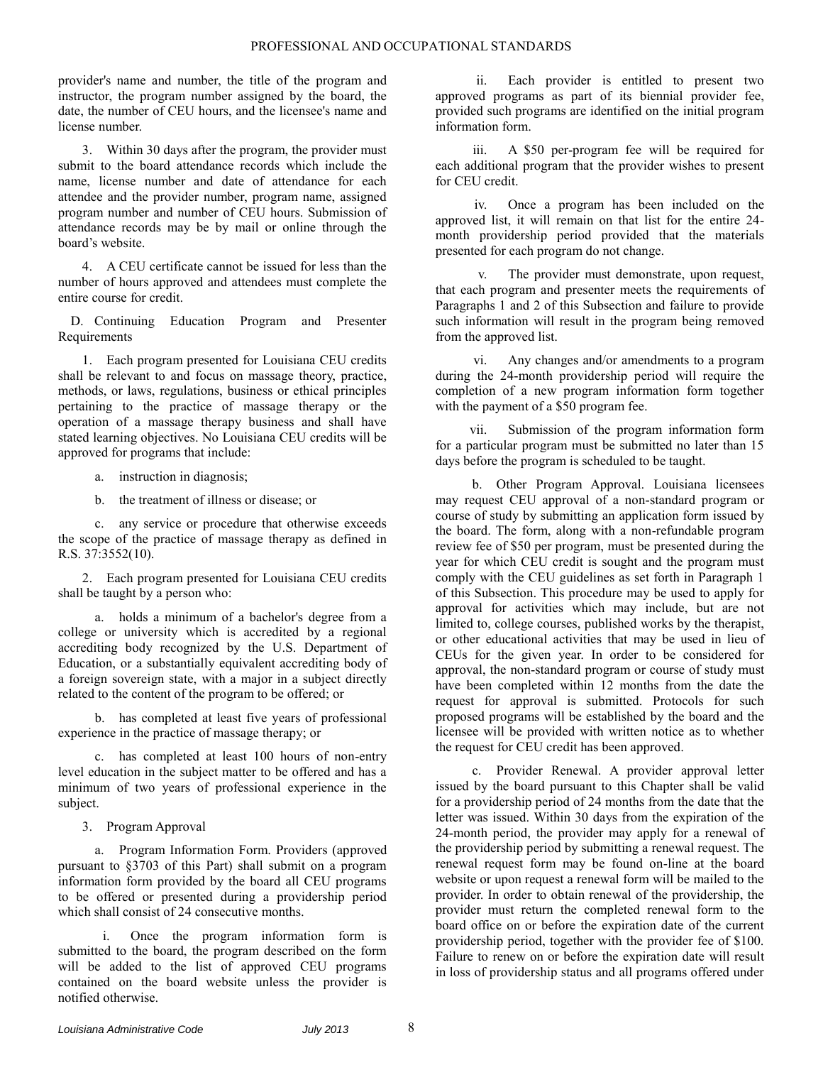provider's name and number, the title of the program and instructor, the program number assigned by the board, the date, the number of CEU hours, and the licensee's name and license number.

3. Within 30 days after the program, the provider must submit to the board attendance records which include the name, license number and date of attendance for each attendee and the provider number, program name, assigned program number and number of CEU hours. Submission of attendance records may be by mail or online through the board's website.

4. A CEU certificate cannot be issued for less than the number of hours approved and attendees must complete the entire course for credit.

D. Continuing Education Program and Presenter Requirements

1. Each program presented for Louisiana CEU credits shall be relevant to and focus on massage theory, practice, methods, or laws, regulations, business or ethical principles pertaining to the practice of massage therapy or the operation of a massage therapy business and shall have stated learning objectives. No Louisiana CEU credits will be approved for programs that include:

a. instruction in diagnosis;

b. the treatment of illness or disease; or

c. any service or procedure that otherwise exceeds the scope of the practice of massage therapy as defined in R.S. 37:3552(10).

2. Each program presented for Louisiana CEU credits shall be taught by a person who:

a. holds a minimum of a bachelor's degree from a college or university which is accredited by a regional accrediting body recognized by the U.S. Department of Education, or a substantially equivalent accrediting body of a foreign sovereign state, with a major in a subject directly related to the content of the program to be offered; or

b. has completed at least five years of professional experience in the practice of massage therapy; or

c. has completed at least 100 hours of non-entry level education in the subject matter to be offered and has a minimum of two years of professional experience in the subject.

3. Program Approval

a. Program Information Form. Providers (approved pursuant to §3703 of this Part) shall submit on a program information form provided by the board all CEU programs to be offered or presented during a providership period which shall consist of 24 consecutive months.

i. Once the program information form is submitted to the board, the program described on the form will be added to the list of approved CEU programs contained on the board website unless the provider is notified otherwise.

ii. Each provider is entitled to present two approved programs as part of its biennial provider fee, provided such programs are identified on the initial program information form.

iii. A $50 per-program fee will be required for each additional program that the provider wishes to present for CEU credit.

iv. Once a program has been included on the approved list, it will remain on that list for the entire 24-month providership period provided that the materials presented for each program do not change.

v. The provider must demonstrate, upon request, that each program and presenter meets the requirements of Paragraphs 1 and 2 of this Subsection and failure to provide such information will result in the program being removed from the approved list.

vi. Any changes and/or amendments to a program during the 24-month providership period will require the completion of a new program information form together with the payment of a $50 program fee.

vii. Submission of the program information form for a particular program must be submitted no later than 15 days before the program is scheduled to be taught.

b. Other Program Approval. Louisiana licensees may request CEU approval of a non-standard program or course of study by submitting an application form issued by the board. The form, along with a non-refundable program review fee of $50 per program, must be presented during the year for which CEU credit is sought and the program must comply with the CEU guidelines as set forth in Paragraph 1 of this Subsection. This procedure may be used to apply for approval for activities which may include, but are not limited to, college courses, published works by the therapist, or other educational activities that may be used in lieu of CEUs for the given year. In order to be considered for approval, the non-standard program or course of study must have been completed within 12 months from the date the request for approval is submitted. Protocols for such proposed programs will be established by the board and the licensee will be provided with written notice as to whether the request for CEU credit has been approved.

c. Provider Renewal. A provider approval letter issued by the board pursuant to this Chapter shall be valid for a providership period of 24 months from the date that the letter was issued. Within 30 days from the expiration of the 24-month period, the provider may apply for a renewal of the providership period by submitting a renewal request. The renewal request form may be found on-line at the board website or upon request a renewal form will be mailed to the provider. In order to obtain renewal of the providership, the provider must return the completed renewal form to the board office on or before the expiration date of the current providership period, together with the provider fee of $100. Failure to renew on or before the expiration date will result in loss of providership status and all programs offered under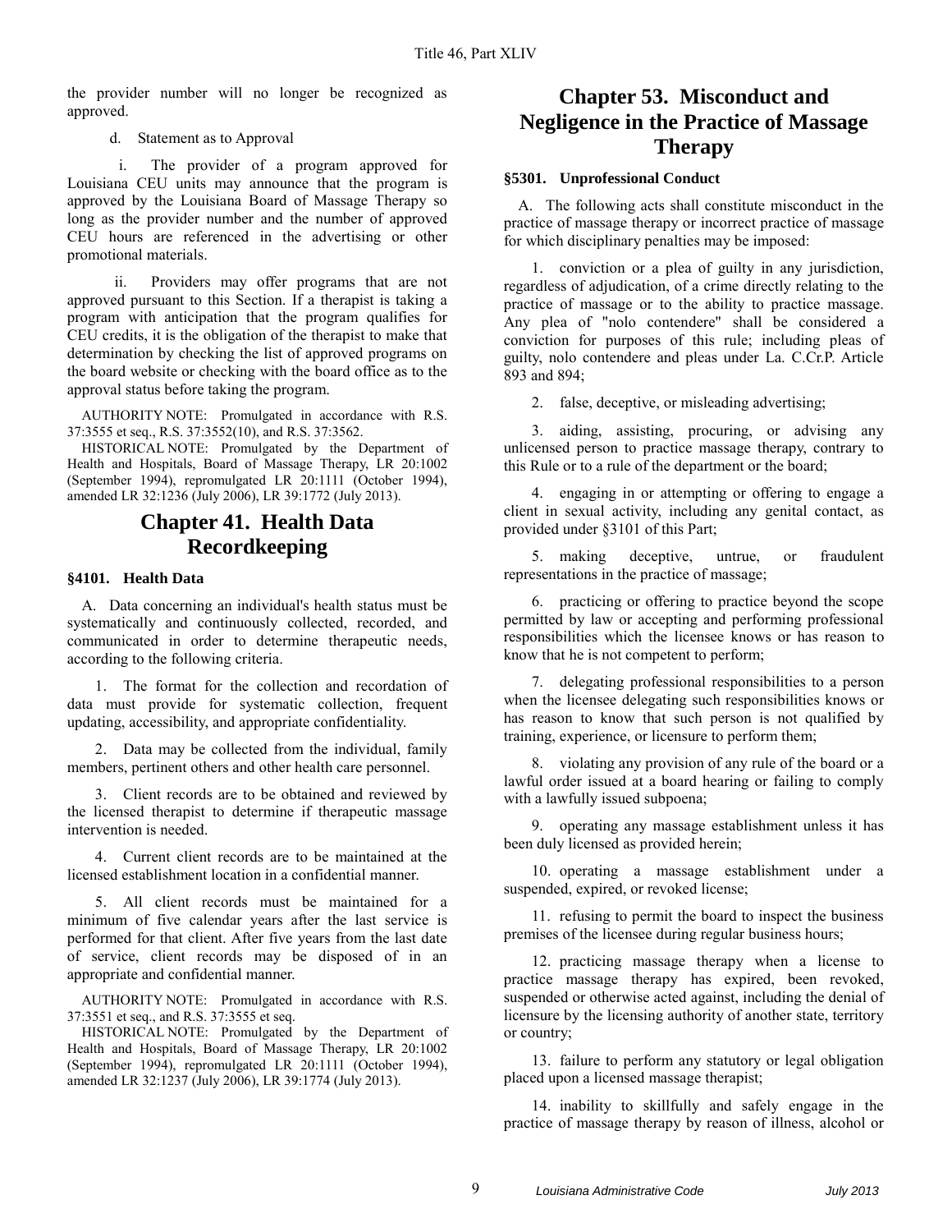the provider number will no longer be recognized as approved.

d. Statement as to Approval

i. The provider of a program approved for Louisiana CEU units may announce that the program is approved by the Louisiana Board of Massage Therapy so long as the provider number and the number of approved CEU hours are referenced in the advertising or other promotional materials.

ii. Providers may offer programs that are not approved pursuant to this Section. If a therapist is taking a program with anticipation that the program qualifies for CEU credits, it is the obligation of the therapist to make that determination by checking the list of approved programs on the board website or checking with the board office as to the approval status before taking the program.

AUTHORITY NOTE: Promulgated in accordance with R.S. 37:3555 et seq., R.S. 37:3552(10), and R.S. 37:3562.

HISTORICAL NOTE: Promulgated by the Department of Health and Hospitals, Board of Massage Therapy, LR 20:1002 (September 1994), repromulgated LR 20:1111 (October 1994), amended LR 32:1236 (July 2006), LR 39:1772 (July 2013).

# Chapter 41. Health Data Recordkeeping

### §4101. Health Data

A. Data concerning an individual's health status must be systematically and continuously collected, recorded, and communicated in order to determine therapeutic needs, according to the following criteria.

1. The format for the collection and recordation of data must provide for systematic collection, frequent updating, accessibility, and appropriate confidentiality.

2. Data may be collected from the individual, family members, pertinent others and other health care personnel.

3. Client records are to be obtained and reviewed by the licensed therapist to determine if therapeutic massage intervention is needed.

4. Current client records are to be maintained at the licensed establishment location in a confidential manner.

5. All client records must be maintained for a minimum of five calendar years after the last service is performed for that client. After five years from the last date of service, client records may be disposed of in an appropriate and confidential manner.

AUTHORITY NOTE: Promulgated in accordance with R.S. 37:3551 et seq., and R.S. 37:3555 et seq.

HISTORICAL NOTE: Promulgated by the Department of Health and Hospitals, Board of Massage Therapy, LR 20:1002 (September 1994), repromulgated LR 20:1111 (October 1994), amended LR 32:1237 (July 2006), LR 39:1774 (July 2013).

# Chapter 53. Misconduct and Negligence in the Practice of Massage Therapy

### §5301. Unprofessional Conduct

A. The following acts shall constitute misconduct in the practice of massage therapy or incorrect practice of massage for which disciplinary penalties may be imposed:

1. conviction or a plea of guilty in any jurisdiction, regardless of adjudication, of a crime directly relating to the practice of massage or to the ability to practice massage. Any plea of "nolo contendere" shall be considered a conviction for purposes of this rule; including pleas of guilty, nolo contendere and pleas under La. C.Cr.P. Article 893 and 894;

2. false, deceptive, or misleading advertising;

3. aiding, assisting, procuring, or advising any unlicensed person to practice massage therapy, contrary to this Rule or to a rule of the department or the board;

4. engaging in or attempting or offering to engage a client in sexual activity, including any genital contact, as provided under §3101 of this Part;

5. making deceptive, untrue, or fraudulent representations in the practice of massage;

6. practicing or offering to practice beyond the scope permitted by law or accepting and performing professional responsibilities which the licensee knows or has reason to know that he is not competent to perform;

7. delegating professional responsibilities to a person when the licensee delegating such responsibilities knows or has reason to know that such person is not qualified by training, experience, or licensure to perform them;

8. violating any provision of any rule of the board or a lawful order issued at a board hearing or failing to comply with a lawfully issued subpoena;

9. operating any massage establishment unless it has been duly licensed as provided herein;

10. operating a massage establishment under a suspended, expired, or revoked license;

11. refusing to permit the board to inspect the business premises of the licensee during regular business hours;

12. practicing massage therapy when a license to practice massage therapy has expired, been revoked, suspended or otherwise acted against, including the denial of licensure by the licensing authority of another state, territory or country;

13. failure to perform any statutory or legal obligation placed upon a licensed massage therapist;

14. inability to skillfully and safely engage in the practice of massage therapy by reason of illness, alcohol or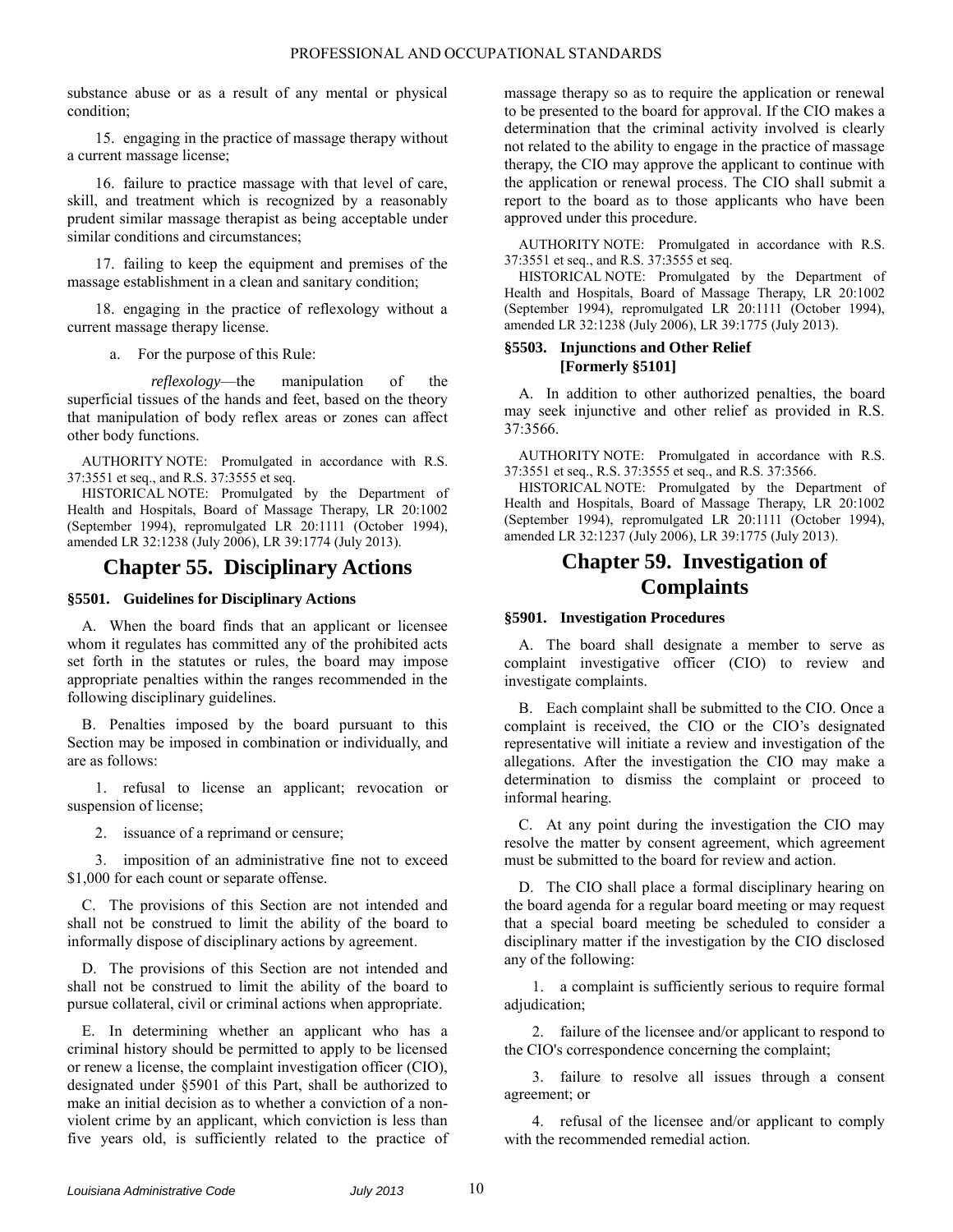substance abuse or as a result of any mental or physical condition;

15. engaging in the practice of massage therapy without a current massage license;

16. failure to practice massage with that level of care, skill, and treatment which is recognized by a reasonably prudent similar massage therapist as being acceptable under similar conditions and circumstances;

17. failing to keep the equipment and premises of the massage establishment in a clean and sanitary condition;

18. engaging in the practice of reflexology without a current massage therapy license.

a. For the purpose of this Rule:

*reflexology*—the manipulation of the superficial tissues of the hands and feet, based on the theory that manipulation of body reflex areas or zones can affect other body functions.

AUTHORITY NOTE: Promulgated in accordance with R.S. 37:3551 et seq., and R.S. 37:3555 et seq.

HISTORICAL NOTE: Promulgated by the Department of Health and Hospitals, Board of Massage Therapy, LR 20:1002 (September 1994), repromulgated LR 20:1111 (October 1994), amended LR 32:1238 (July 2006), LR 39:1774 (July 2013).

# Chapter 55. Disciplinary Actions

### §5501. Guidelines for Disciplinary Actions

A. When the board finds that an applicant or licensee whom it regulates has committed any of the prohibited acts set forth in the statutes or rules, the board may impose appropriate penalties within the ranges recommended in the following disciplinary guidelines.

B. Penalties imposed by the board pursuant to this Section may be imposed in combination or individually, and are as follows:

1. refusal to license an applicant; revocation or suspension of license;

2. issuance of a reprimand or censure;

3. imposition of an administrative fine not to exceed $1,000 for each count or separate offense.

C. The provisions of this Section are not intended and shall not be construed to limit the ability of the board to informally dispose of disciplinary actions by agreement.

D. The provisions of this Section are not intended and shall not be construed to limit the ability of the board to pursue collateral, civil or criminal actions when appropriate.

E. In determining whether an applicant who has a criminal history should be permitted to apply to be licensed or renew a license, the complaint investigation officer (CIO), designated under §5901 of this Part, shall be authorized to make an initial decision as to whether a conviction of a non-violent crime by an applicant, which conviction is less than five years old, is sufficiently related to the practice of massage therapy so as to require the application or renewal to be presented to the board for approval. If the CIO makes a determination that the criminal activity involved is clearly not related to the ability to engage in the practice of massage therapy, the CIO may approve the applicant to continue with the application or renewal process. The CIO shall submit a report to the board as to those applicants who have been approved under this procedure.

AUTHORITY NOTE: Promulgated in accordance with R.S. 37:3551 et seq., and R.S. 37:3555 et seq.

HISTORICAL NOTE: Promulgated by the Department of Health and Hospitals, Board of Massage Therapy, LR 20:1002 (September 1994), repromulgated LR 20:1111 (October 1994), amended LR 32:1238 (July 2006), LR 39:1775 (July 2013).

### §5503. Injunctions and Other Relief [Formerly §5101]

A. In addition to other authorized penalties, the board may seek injunctive and other relief as provided in R.S. 37:3566.

AUTHORITY NOTE: Promulgated in accordance with R.S. 37:3551 et seq., R.S. 37:3555 et seq., and R.S. 37:3566.

HISTORICAL NOTE: Promulgated by the Department of Health and Hospitals, Board of Massage Therapy, LR 20:1002 (September 1994), repromulgated LR 20:1111 (October 1994), amended LR 32:1237 (July 2006), LR 39:1775 (July 2013).

# Chapter 59. Investigation of Complaints

### §5901. Investigation Procedures

A. The board shall designate a member to serve as complaint investigative officer (CIO) to review and investigate complaints.

B. Each complaint shall be submitted to the CIO. Once a complaint is received, the CIO or the CIO's designated representative will initiate a review and investigation of the allegations. After the investigation the CIO may make a determination to dismiss the complaint or proceed to informal hearing.

C. At any point during the investigation the CIO may resolve the matter by consent agreement, which agreement must be submitted to the board for review and action.

D. The CIO shall place a formal disciplinary hearing on the board agenda for a regular board meeting or may request that a special board meeting be scheduled to consider a disciplinary matter if the investigation by the CIO disclosed any of the following:

1. a complaint is sufficiently serious to require formal adjudication;

2. failure of the licensee and/or applicant to respond to the CIO's correspondence concerning the complaint;

3. failure to resolve all issues through a consent agreement; or

4. refusal of the licensee and/or applicant to comply with the recommended remedial action.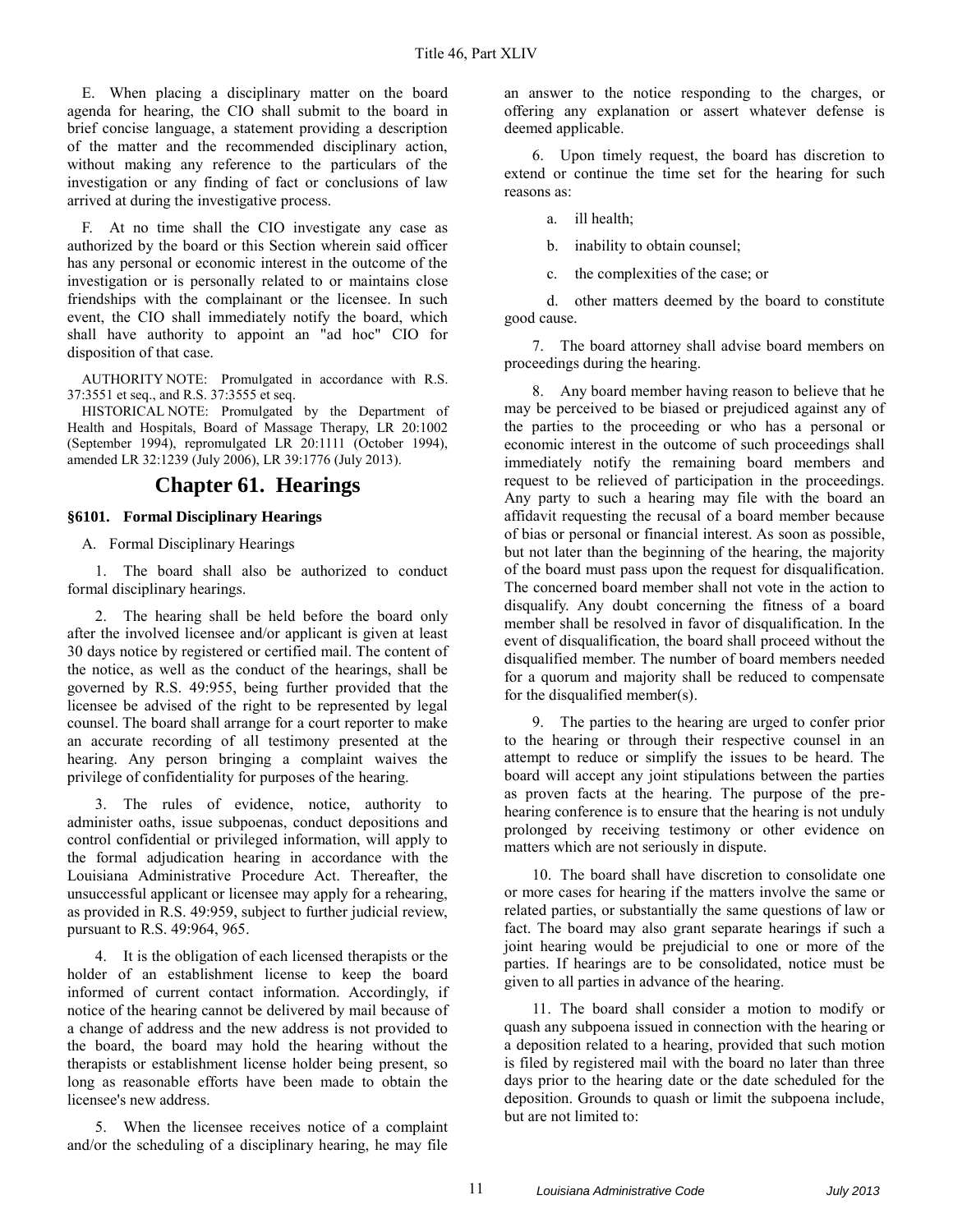E. When placing a disciplinary matter on the board agenda for hearing, the CIO shall submit to the board in brief concise language, a statement providing a description of the matter and the recommended disciplinary action, without making any reference to the particulars of the investigation or any finding of fact or conclusions of law arrived at during the investigative process.

F. At no time shall the CIO investigate any case as authorized by the board or this Section wherein said officer has any personal or economic interest in the outcome of the investigation or is personally related to or maintains close friendships with the complainant or the licensee. In such event, the CIO shall immediately notify the board, which shall have authority to appoint an "ad hoc" CIO for disposition of that case.

AUTHORITY NOTE: Promulgated in accordance with R.S. 37:3551 et seq., and R.S. 37:3555 et seq.

HISTORICAL NOTE: Promulgated by the Department of Health and Hospitals, Board of Massage Therapy, LR 20:1002 (September 1994), repromulgated LR 20:1111 (October 1994), amended LR 32:1239 (July 2006), LR 39:1776 (July 2013).

# Chapter 61. Hearings

### §6101. Formal Disciplinary Hearings

A. Formal Disciplinary Hearings

1. The board shall also be authorized to conduct formal disciplinary hearings.

2. The hearing shall be held before the board only after the involved licensee and/or applicant is given at least 30 days notice by registered or certified mail. The content of the notice, as well as the conduct of the hearings, shall be governed by R.S. 49:955, being further provided that the licensee be advised of the right to be represented by legal counsel. The board shall arrange for a court reporter to make an accurate recording of all testimony presented at the hearing. Any person bringing a complaint waives the privilege of confidentiality for purposes of the hearing.

3. The rules of evidence, notice, authority to administer oaths, issue subpoenas, conduct depositions and control confidential or privileged information, will apply to the formal adjudication hearing in accordance with the Louisiana Administrative Procedure Act. Thereafter, the unsuccessful applicant or licensee may apply for a rehearing, as provided in R.S. 49:959, subject to further judicial review, pursuant to R.S. 49:964, 965.

4. It is the obligation of each licensed therapists or the holder of an establishment license to keep the board informed of current contact information. Accordingly, if notice of the hearing cannot be delivered by mail because of a change of address and the new address is not provided to the board, the board may hold the hearing without the therapists or establishment license holder being present, so long as reasonable efforts have been made to obtain the licensee's new address.

5. When the licensee receives notice of a complaint and/or the scheduling of a disciplinary hearing, he may file an answer to the notice responding to the charges, or offering any explanation or assert whatever defense is deemed applicable.

6. Upon timely request, the board has discretion to extend or continue the time set for the hearing for such reasons as:

a. ill health;

b. inability to obtain counsel;

c. the complexities of the case; or

d. other matters deemed by the board to constitute good cause.

7. The board attorney shall advise board members on proceedings during the hearing.

8. Any board member having reason to believe that he may be perceived to be biased or prejudiced against any of the parties to the proceeding or who has a personal or economic interest in the outcome of such proceedings shall immediately notify the remaining board members and request to be relieved of participation in the proceedings. Any party to such a hearing may file with the board an affidavit requesting the recusal of a board member because of bias or personal or financial interest. As soon as possible, but not later than the beginning of the hearing, the majority of the board must pass upon the request for disqualification. The concerned board member shall not vote in the action to disqualify. Any doubt concerning the fitness of a board member shall be resolved in favor of disqualification. In the event of disqualification, the board shall proceed without the disqualified member. The number of board members needed for a quorum and majority shall be reduced to compensate for the disqualified member(s).

9. The parties to the hearing are urged to confer prior to the hearing or through their respective counsel in an attempt to reduce or simplify the issues to be heard. The board will accept any joint stipulations between the parties as proven facts at the hearing. The purpose of the pre-hearing conference is to ensure that the hearing is not unduly prolonged by receiving testimony or other evidence on matters which are not seriously in dispute.

10. The board shall have discretion to consolidate one or more cases for hearing if the matters involve the same or related parties, or substantially the same questions of law or fact. The board may also grant separate hearings if such a joint hearing would be prejudicial to one or more of the parties. If hearings are to be consolidated, notice must be given to all parties in advance of the hearing.

11. The board shall consider a motion to modify or quash any subpoena issued in connection with the hearing or a deposition related to a hearing, provided that such motion is filed by registered mail with the board no later than three days prior to the hearing date or the date scheduled for the deposition. Grounds to quash or limit the subpoena include, but are not limited to: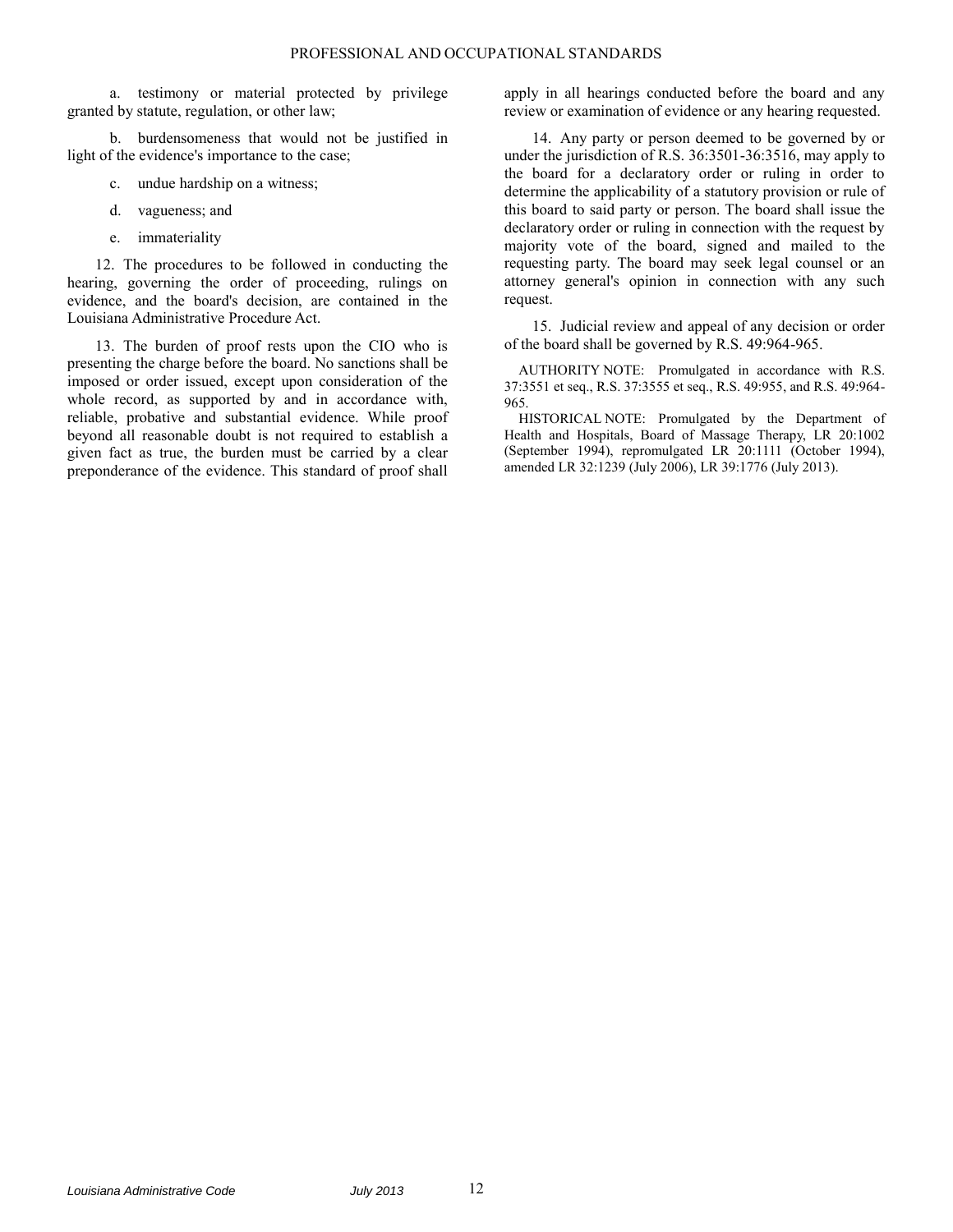a. testimony or material protected by privilege granted by statute, regulation, or other law;

b. burdensomeness that would not be justified in light of the evidence's importance to the case;

c. undue hardship on a witness;

d. vagueness; and

e. immateriality

12. The procedures to be followed in conducting the hearing, governing the order of proceeding, rulings on evidence, and the board's decision, are contained in the Louisiana Administrative Procedure Act.

13. The burden of proof rests upon the CIO who is presenting the charge before the board. No sanctions shall be imposed or order issued, except upon consideration of the whole record, as supported by and in accordance with, reliable, probative and substantial evidence. While proof beyond all reasonable doubt is not required to establish a given fact as true, the burden must be carried by a clear preponderance of the evidence. This standard of proof shall apply in all hearings conducted before the board and any review or examination of evidence or any hearing requested.

14. Any party or person deemed to be governed by or under the jurisdiction of R.S. 36:3501-36:3516, may apply to the board for a declaratory order or ruling in order to determine the applicability of a statutory provision or rule of this board to said party or person. The board shall issue the declaratory order or ruling in connection with the request by majority vote of the board, signed and mailed to the requesting party. The board may seek legal counsel or an attorney general's opinion in connection with any such request.

15. Judicial review and appeal of any decision or order of the board shall be governed by R.S. 49:964-965.

AUTHORITY NOTE: Promulgated in accordance with R.S. 37:3551 et seq., R.S. 37:3555 et seq., R.S. 49:955, and R.S. 49:964-965.

HISTORICAL NOTE: Promulgated by the Department of Health and Hospitals, Board of Massage Therapy, LR 20:1002 (September 1994), repromulgated LR 20:1111 (October 1994), amended LR 32:1239 (July 2006), LR 39:1776 (July 2013).